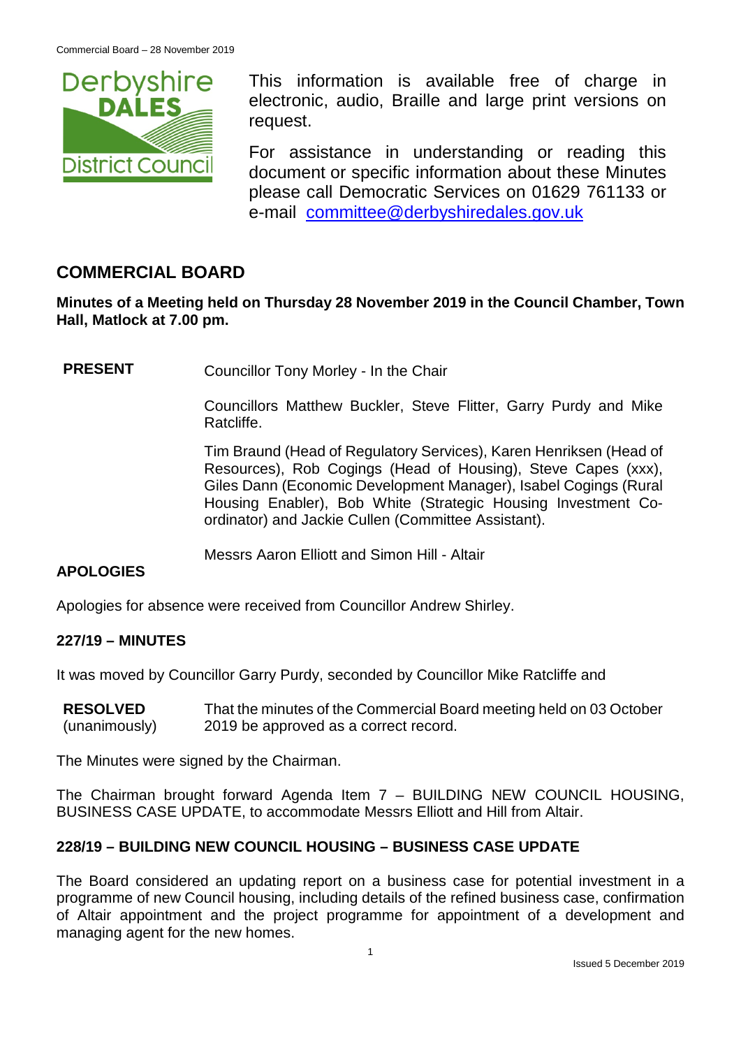This information is available free of charge in electronic, audio, Braille and large print versions on request.

For assistance in understanding or reading this document or specific information about these Minutes please call Democratic Services on 01629 761133 or e-mail committee@derbyshiredales.gov.uk

## COMMERCIAL BOARD

**Minutes of a Meeting held on Thursday 28 November 2019 in the Council Chamber, Town Hall, Matlock at 7.00 pm.**

**PRESENT** Councillor Tony Morley - In the Chair

Councillors Matthew Buckler, Steve Flitter, Garry Purdy and Mike Ratcliffe.

Tim Braund (Head of Regulatory Services), Karen Henriksen (Head of Resources), Rob Cogings (Head of Housing), Steve Capes (xxx), Giles Dann (Economic Development Manager), Isabel Cogings (Rural Housing Enabler), Bob White (Strategic Housing Investment Co-ordinator) and Jackie Cullen (Committee Assistant).

Messrs Aaron Elliott and Simon Hill - Altair

### APOLOGIES

Apologies for absence were received from Councillor Andrew Shirley.

### 227/19 – MINUTES

It was moved by Councillor Garry Purdy, seconded by Councillor Mike Ratcliffe and

**RESOLVED** (unanimously) That the minutes of the Commercial Board meeting held on 03 October 2019 be approved as a correct record.

The Minutes were signed by the Chairman.

The Chairman brought forward Agenda Item 7 – BUILDING NEW COUNCIL HOUSING, BUSINESS CASE UPDATE, to accommodate Messrs Elliott and Hill from Altair.

### 228/19 – BUILDING NEW COUNCIL HOUSING – BUSINESS CASE UPDATE

The Board considered an updating report on a business case for potential investment in a programme of new Council housing, including details of the refined business case, confirmation of Altair appointment and the project programme for appointment of a development and managing agent for the new homes.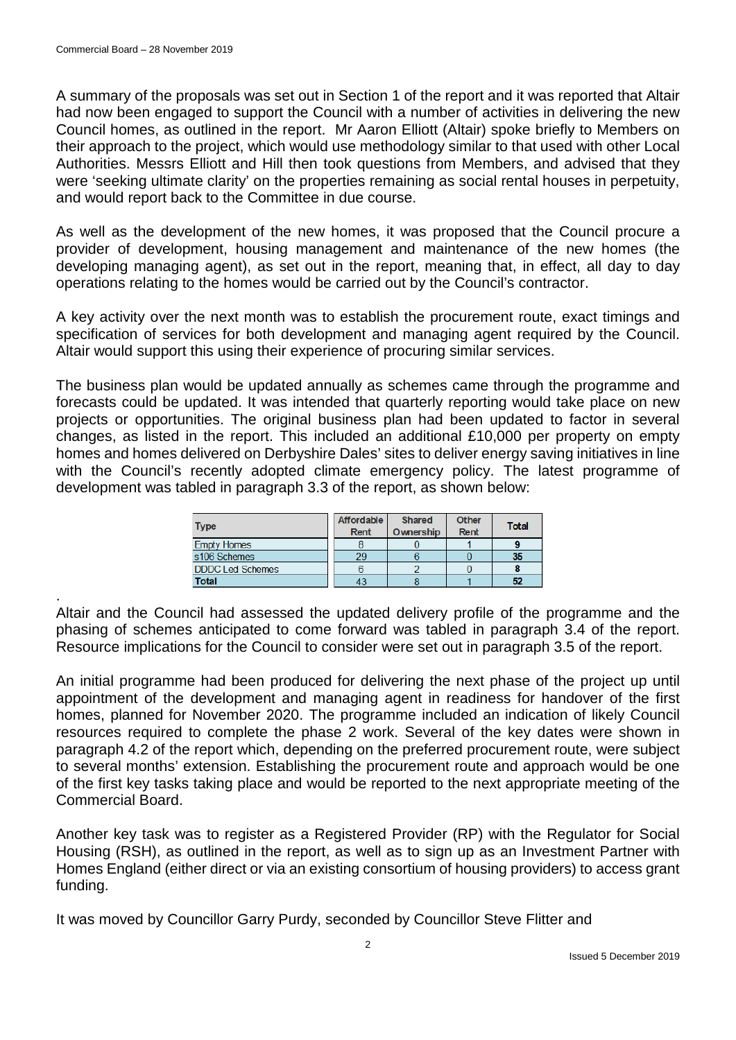A summary of the proposals was set out in Section 1 of the report and it was reported that Altair had now been engaged to support the Council with a number of activities in delivering the new Council homes, as outlined in the report. Mr Aaron Elliott (Altair) spoke briefly to Members on their approach to the project, which would use methodology similar to that used with other Local Authorities. Messrs Elliott and Hill then took questions from Members, and advised that they were 'seeking ultimate clarity' on the properties remaining as social rental houses in perpetuity, and would report back to the Committee in due course.

As well as the development of the new homes, it was proposed that the Council procure a provider of development, housing management and maintenance of the new homes (the developing managing agent), as set out in the report, meaning that, in effect, all day to day operations relating to the homes would be carried out by the Council's contractor.

A key activity over the next month was to establish the procurement route, exact timings and specification of services for both development and managing agent required by the Council. Altair would support this using their experience of procuring similar services.

The business plan would be updated annually as schemes came through the programme and forecasts could be updated. It was intended that quarterly reporting would take place on new projects or opportunities. The original business plan had been updated to factor in several changes, as listed in the report. This included an additional £10,000 per property on empty homes and homes delivered on Derbyshire Dales' sites to deliver energy saving initiatives in line with the Council's recently adopted climate emergency policy. The latest programme of development was tabled in paragraph 3.3 of the report, as shown below:

| Type | Affordable Rent | Shared Ownership | Other Rent | Total |
|---|---|---|---|---|
| Empty Homes | 8 | 0 | 1 | **9** |
| s106 Schemes | 29 | 6 | 0 | **35** |
| DDDC Led Schemes | 6 | 2 | 0 | **8** |
| **Total** | 43 | 8 | 1 | **52** |

.
Altair and the Council had assessed the updated delivery profile of the programme and the phasing of schemes anticipated to come forward was tabled in paragraph 3.4 of the report. Resource implications for the Council to consider were set out in paragraph 3.5 of the report.

An initial programme had been produced for delivering the next phase of the project up until appointment of the development and managing agent in readiness for handover of the first homes, planned for November 2020. The programme included an indication of likely Council resources required to complete the phase 2 work. Several of the key dates were shown in paragraph 4.2 of the report which, depending on the preferred procurement route, were subject to several months' extension. Establishing the procurement route and approach would be one of the first key tasks taking place and would be reported to the next appropriate meeting of the Commercial Board.

Another key task was to register as a Registered Provider (RP) with the Regulator for Social Housing (RSH), as outlined in the report, as well as to sign up as an Investment Partner with Homes England (either direct or via an existing consortium of housing providers) to access grant funding.

It was moved by Councillor Garry Purdy, seconded by Councillor Steve Flitter and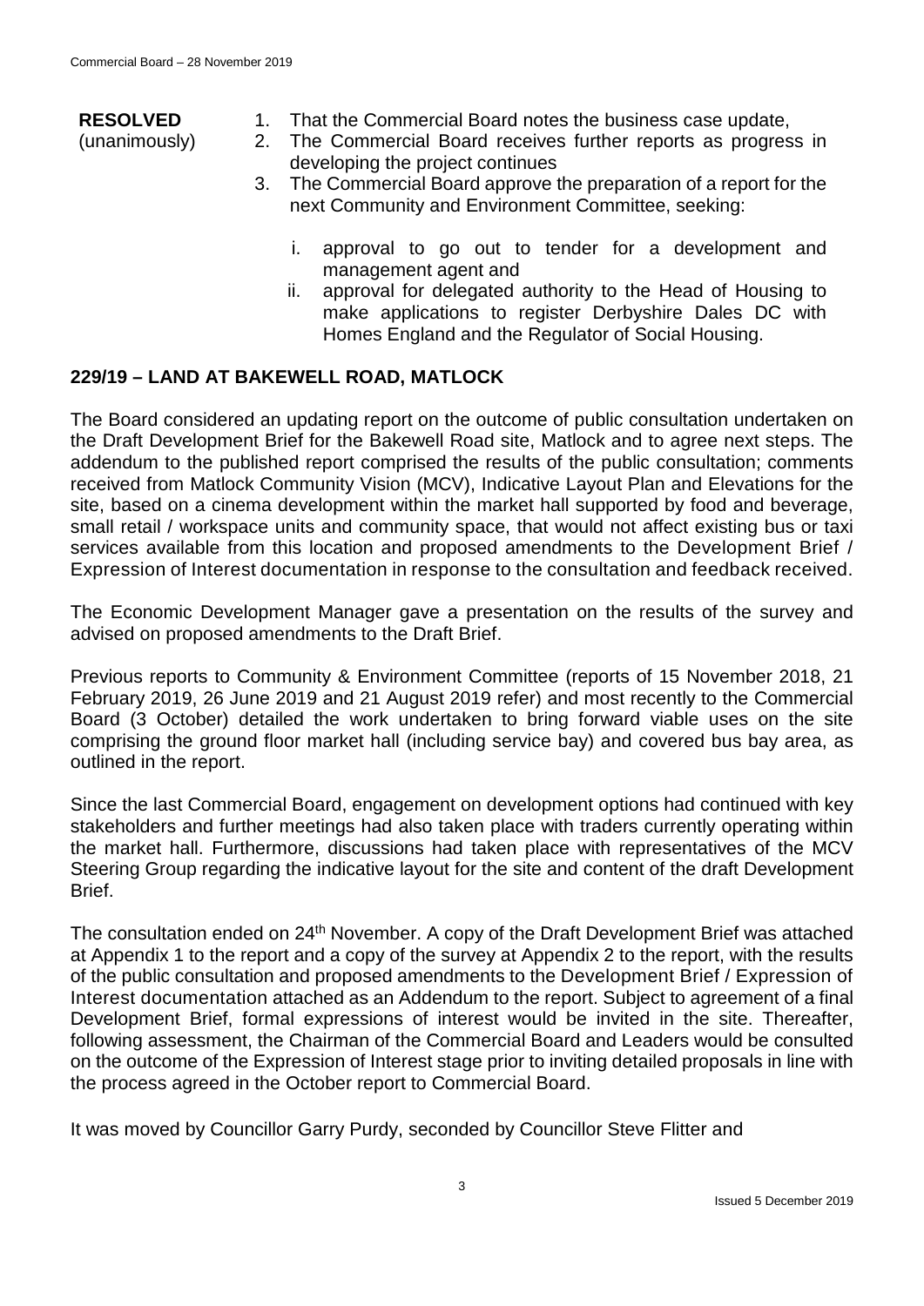**RESOLVED** (unanimously)

1. That the Commercial Board notes the business case update,
2. The Commercial Board receives further reports as progress in developing the project continues
3. The Commercial Board approve the preparation of a report for the next Community and Environment Committee, seeking:

    i. approval to go out to tender for a development and management agent and
    ii. approval for delegated authority to the Head of Housing to make applications to register Derbyshire Dales DC with Homes England and the Regulator of Social Housing.

## 229/19 – LAND AT BAKEWELL ROAD, MATLOCK

The Board considered an updating report on the outcome of public consultation undertaken on the Draft Development Brief for the Bakewell Road site, Matlock and to agree next steps. The addendum to the published report comprised the results of the public consultation; comments received from Matlock Community Vision (MCV), Indicative Layout Plan and Elevations for the site, based on a cinema development within the market hall supported by food and beverage, small retail / workspace units and community space, that would not affect existing bus or taxi services available from this location and proposed amendments to the Development Brief / Expression of Interest documentation in response to the consultation and feedback received.

The Economic Development Manager gave a presentation on the results of the survey and advised on proposed amendments to the Draft Brief.

Previous reports to Community & Environment Committee (reports of 15 November 2018, 21 February 2019, 26 June 2019 and 21 August 2019 refer) and most recently to the Commercial Board (3 October) detailed the work undertaken to bring forward viable uses on the site comprising the ground floor market hall (including service bay) and covered bus bay area, as outlined in the report.

Since the last Commercial Board, engagement on development options had continued with key stakeholders and further meetings had also taken place with traders currently operating within the market hall. Furthermore, discussions had taken place with representatives of the MCV Steering Group regarding the indicative layout for the site and content of the draft Development Brief.

The consultation ended on 24th November. A copy of the Draft Development Brief was attached at Appendix 1 to the report and a copy of the survey at Appendix 2 to the report, with the results of the public consultation and proposed amendments to the Development Brief / Expression of Interest documentation attached as an Addendum to the report. Subject to agreement of a final Development Brief, formal expressions of interest would be invited in the site. Thereafter, following assessment, the Chairman of the Commercial Board and Leaders would be consulted on the outcome of the Expression of Interest stage prior to inviting detailed proposals in line with the process agreed in the October report to Commercial Board.

It was moved by Councillor Garry Purdy, seconded by Councillor Steve Flitter and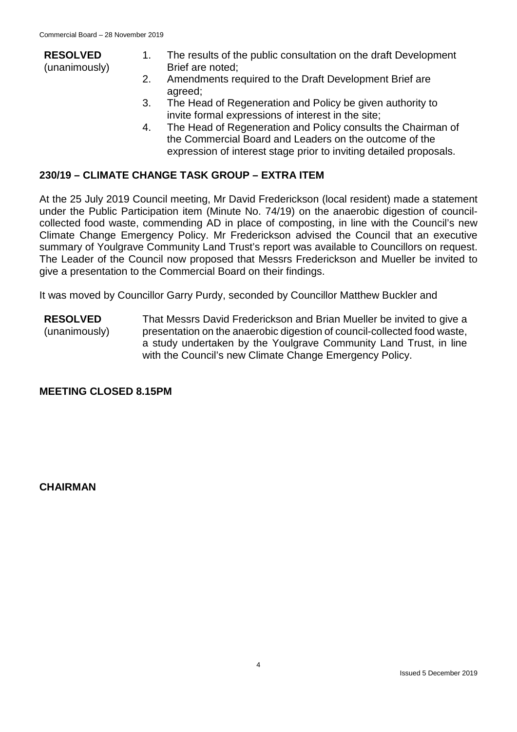**RESOLVED** (unanimously)

1. The results of the public consultation on the draft Development Brief are noted;
2. Amendments required to the Draft Development Brief are agreed;
3. The Head of Regeneration and Policy be given authority to invite formal expressions of interest in the site;
4. The Head of Regeneration and Policy consults the Chairman of the Commercial Board and Leaders on the outcome of the expression of interest stage prior to inviting detailed proposals.

## 230/19 – CLIMATE CHANGE TASK GROUP – EXTRA ITEM

At the 25 July 2019 Council meeting, Mr David Frederickson (local resident) made a statement under the Public Participation item (Minute No. 74/19) on the anaerobic digestion of council-collected food waste, commending AD in place of composting, in line with the Council's new Climate Change Emergency Policy. Mr Frederickson advised the Council that an executive summary of Youlgrave Community Land Trust's report was available to Councillors on request. The Leader of the Council now proposed that Messrs Frederickson and Mueller be invited to give a presentation to the Commercial Board on their findings.

It was moved by Councillor Garry Purdy, seconded by Councillor Matthew Buckler and

**RESOLVED** (unanimously)

That Messrs David Frederickson and Brian Mueller be invited to give a presentation on the anaerobic digestion of council-collected food waste, a study undertaken by the Youlgrave Community Land Trust, in line with the Council's new Climate Change Emergency Policy.

**MEETING CLOSED 8.15PM**

**CHAIRMAN**